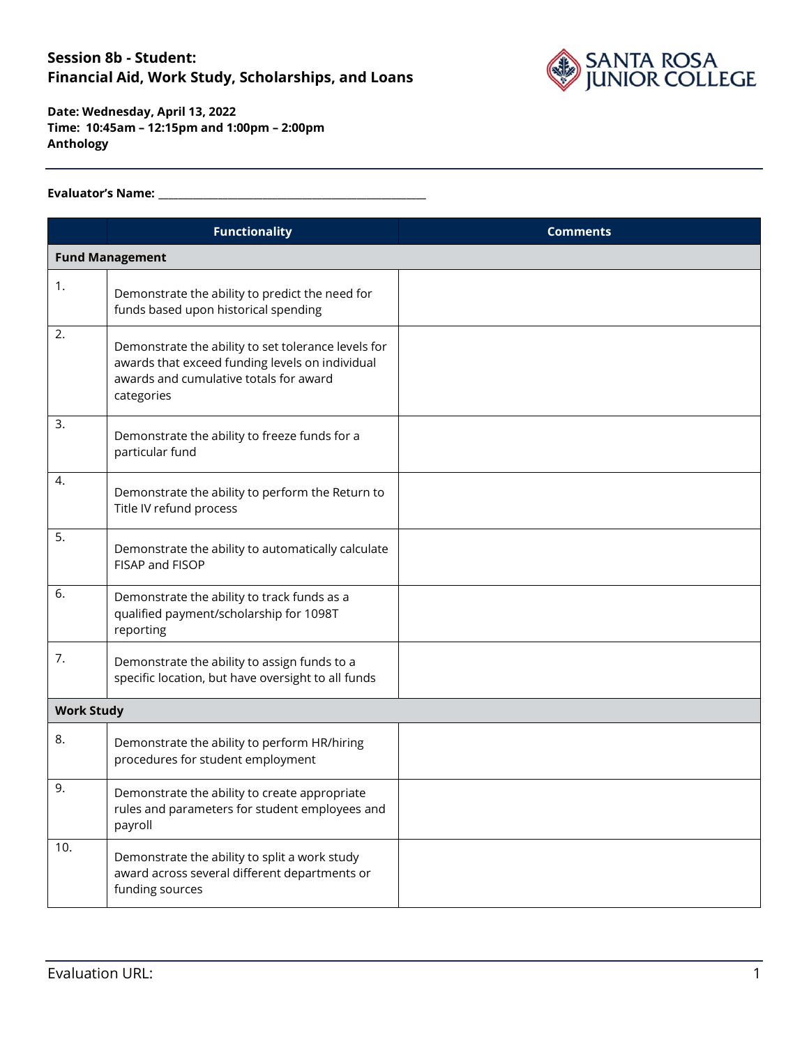# Session 8b - Student: Financial Aid, Work Study, Scholarships, and Loans

**Date: Wednesday, April 13, 2022**
**Time: 10:45am – 12:15pm and 1:00pm – 2:00pm**
**Anthology**

---

**Evaluator's Name: \_\_\_\_\_\_\_\_\_\_\_\_\_\_\_\_\_\_\_\_\_\_\_\_\_\_\_\_\_\_\_\_\_\_\_\_\_\_\_\_\_\_\_\_\_\_\_\_**

| | Functionality | Comments |
|---|---|---|
| **Fund Management** | | |
| 1. | Demonstrate the ability to predict the need for funds based upon historical spending | |
| 2. | Demonstrate the ability to set tolerance levels for awards that exceed funding levels on individual awards and cumulative totals for award categories | |
| 3. | Demonstrate the ability to freeze funds for a particular fund | |
| 4. | Demonstrate the ability to perform the Return to Title IV refund process | |
| 5. | Demonstrate the ability to automatically calculate FISAP and FISOP | |
| 6. | Demonstrate the ability to track funds as a qualified payment/scholarship for 1098T reporting | |
| 7. | Demonstrate the ability to assign funds to a specific location, but have oversight to all funds | |
| **Work Study** | | |
| 8. | Demonstrate the ability to perform HR/hiring procedures for student employment | |
| 9. | Demonstrate the ability to create appropriate rules and parameters for student employees and payroll | |
| 10. | Demonstrate the ability to split a work study award across several different departments or funding sources | |

Evaluation URL: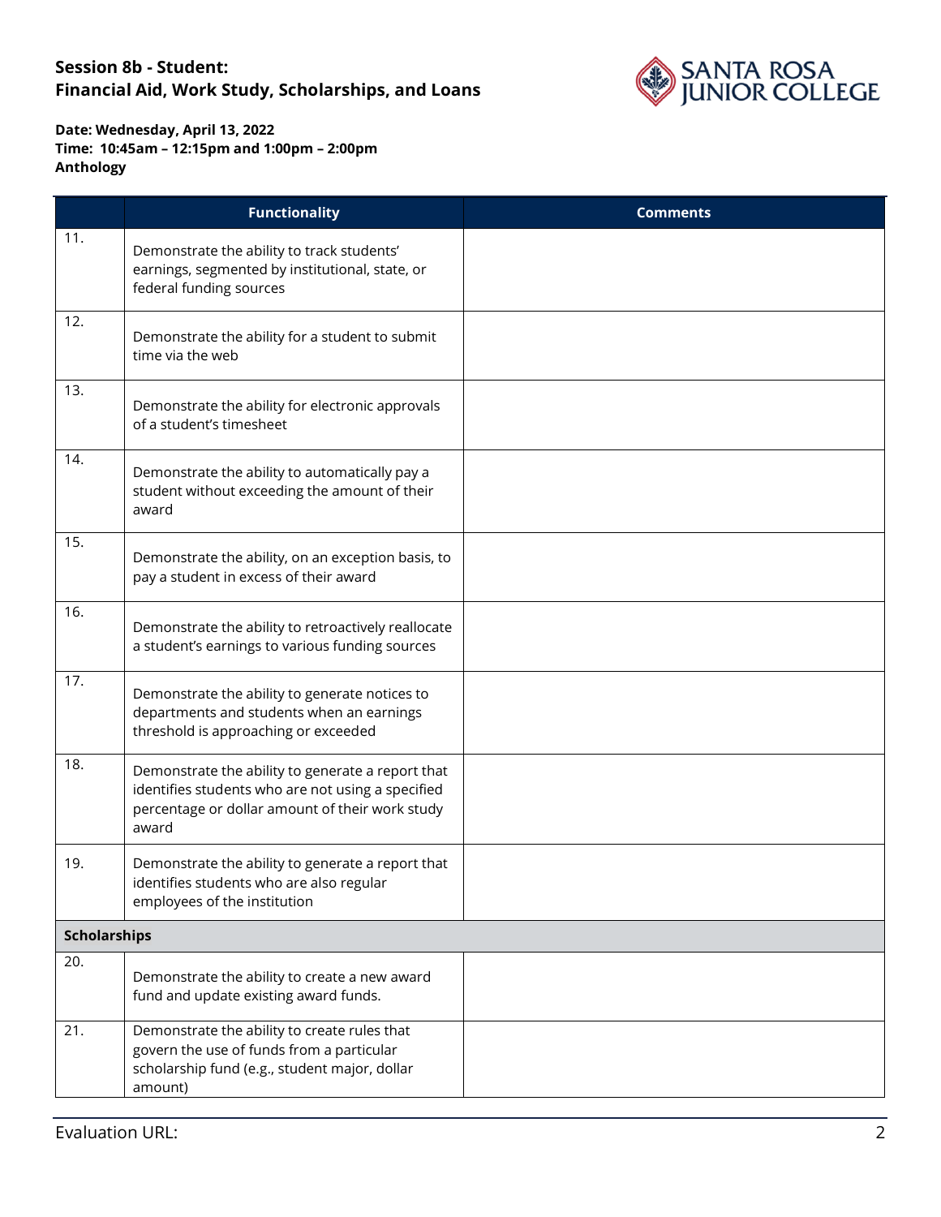## Session 8b - Student: Financial Aid, Work Study, Scholarships, and Loans

**Date: Wednesday, April 13, 2022**
**Time: 10:45am – 12:15pm and 1:00pm – 2:00pm**
**Anthology**

| | Functionality | Comments |
|---|---|---|
| 11. | Demonstrate the ability to track students' earnings, segmented by institutional, state, or federal funding sources | |
| 12. | Demonstrate the ability for a student to submit time via the web | |
| 13. | Demonstrate the ability for electronic approvals of a student's timesheet | |
| 14. | Demonstrate the ability to automatically pay a student without exceeding the amount of their award | |
| 15. | Demonstrate the ability, on an exception basis, to pay a student in excess of their award | |
| 16. | Demonstrate the ability to retroactively reallocate a student's earnings to various funding sources | |
| 17. | Demonstrate the ability to generate notices to departments and students when an earnings threshold is approaching or exceeded | |
| 18. | Demonstrate the ability to generate a report that identifies students who are not using a specified percentage or dollar amount of their work study award | |
| 19. | Demonstrate the ability to generate a report that identifies students who are also regular employees of the institution | |
| **Scholarships** | | |
| 20. | Demonstrate the ability to create a new award fund and update existing award funds. | |
| 21. | Demonstrate the ability to create rules that govern the use of funds from a particular scholarship fund (e.g., student major, dollar amount) | |

Evaluation URL: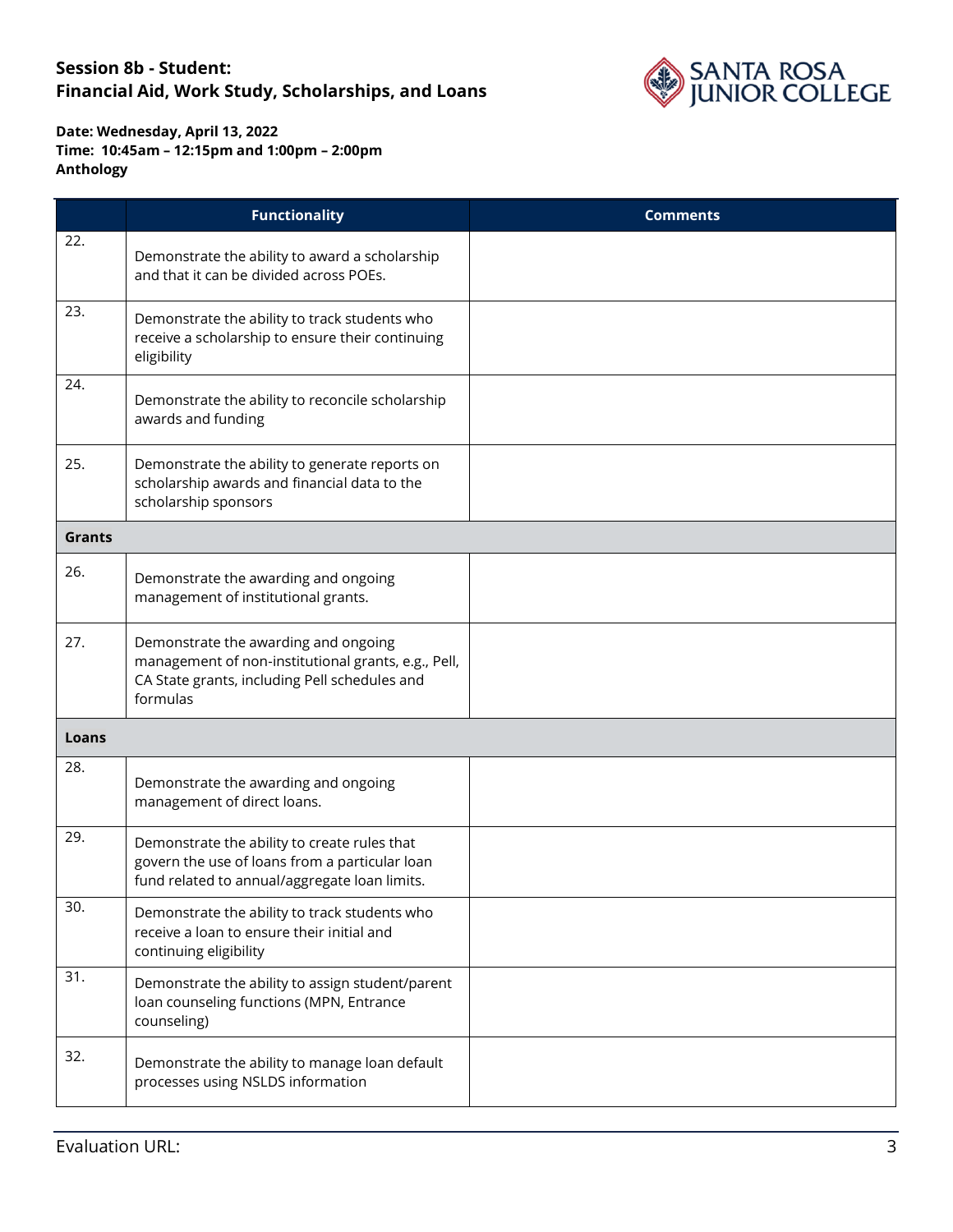# Session 8b - Student: Financial Aid, Work Study, Scholarships, and Loans

**Date: Wednesday, April 13, 2022**
**Time: 10:45am – 12:15pm and 1:00pm – 2:00pm**
**Anthology**

| | Functionality | Comments |
|---|---|---|
| 22. | Demonstrate the ability to award a scholarship and that it can be divided across POEs. | |
| 23. | Demonstrate the ability to track students who receive a scholarship to ensure their continuing eligibility | |
| 24. | Demonstrate the ability to reconcile scholarship awards and funding | |
| 25. | Demonstrate the ability to generate reports on scholarship awards and financial data to the scholarship sponsors | |
| **Grants** | | |
| 26. | Demonstrate the awarding and ongoing management of institutional grants. | |
| 27. | Demonstrate the awarding and ongoing management of non-institutional grants, e.g., Pell, CA State grants, including Pell schedules and formulas | |
| **Loans** | | |
| 28. | Demonstrate the awarding and ongoing management of direct loans. | |
| 29. | Demonstrate the ability to create rules that govern the use of loans from a particular loan fund related to annual/aggregate loan limits. | |
| 30. | Demonstrate the ability to track students who receive a loan to ensure their initial and continuing eligibility | |
| 31. | Demonstrate the ability to assign student/parent loan counseling functions (MPN, Entrance counseling) | |
| 32. | Demonstrate the ability to manage loan default processes using NSLDS information | |

Evaluation URL: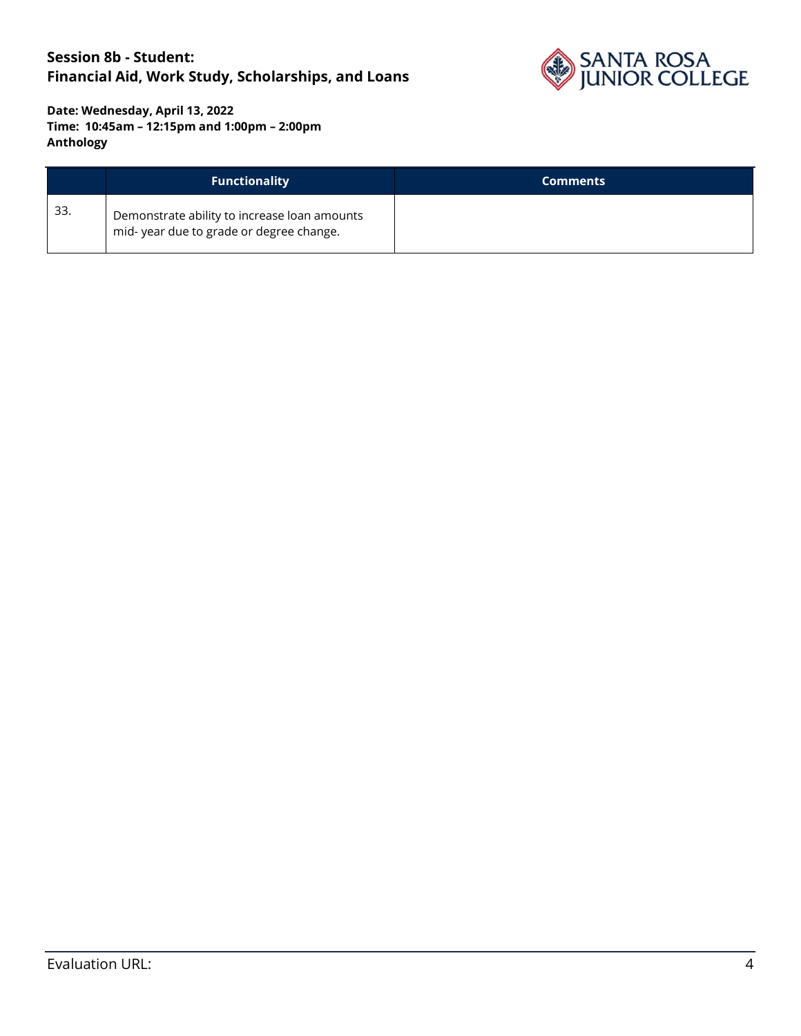**Session 8b - Student:**
**Financial Aid, Work Study, Scholarships, and Loans**

**Date: Wednesday, April 13, 2022**
**Time: 10:45am – 12:15pm and 1:00pm – 2:00pm**
**Anthology**

| | Functionality | Comments |
|---|---|---|
| 33. | Demonstrate ability to increase loan amounts mid- year due to grade or degree change. | |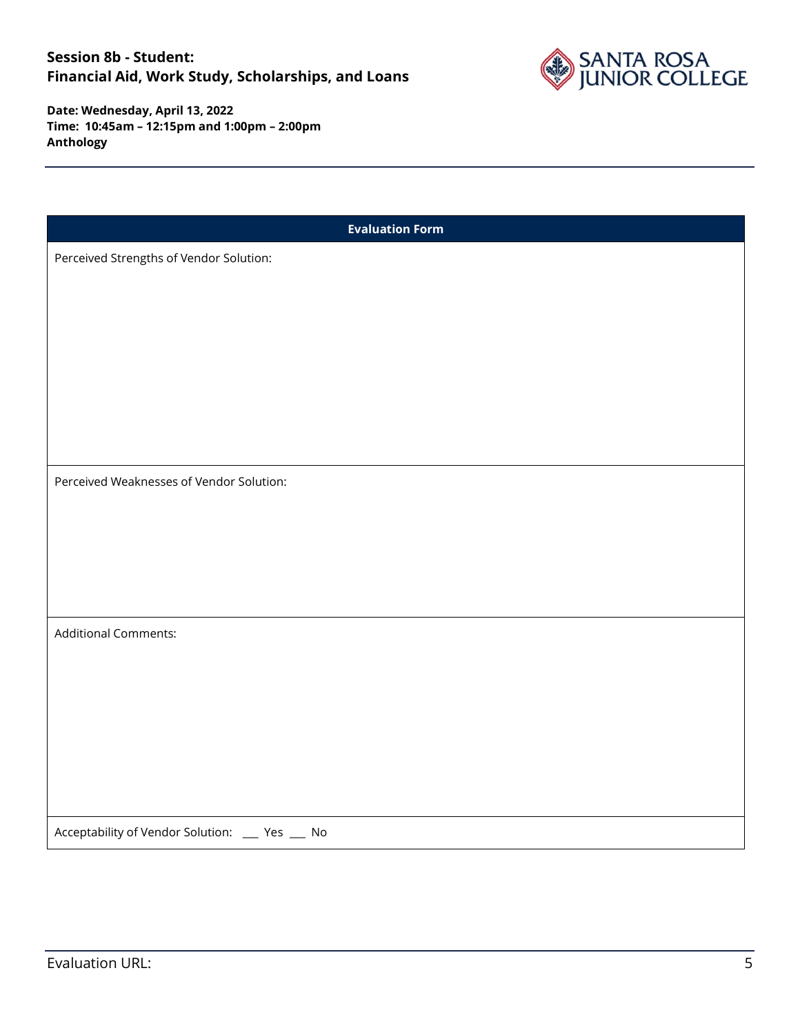**Session 8b - Student:**
**Financial Aid, Work Study, Scholarships, and Loans**

**Date: Wednesday, April 13, 2022**
**Time: 10:45am – 12:15pm and 1:00pm – 2:00pm**
**Anthology**

| Evaluation Form |
|---|
| Perceived Strengths of Vendor Solution: |
| Perceived Weaknesses of Vendor Solution: |
| Additional Comments: |
| Acceptability of Vendor Solution: ___ Yes ___ No |

Evaluation URL: